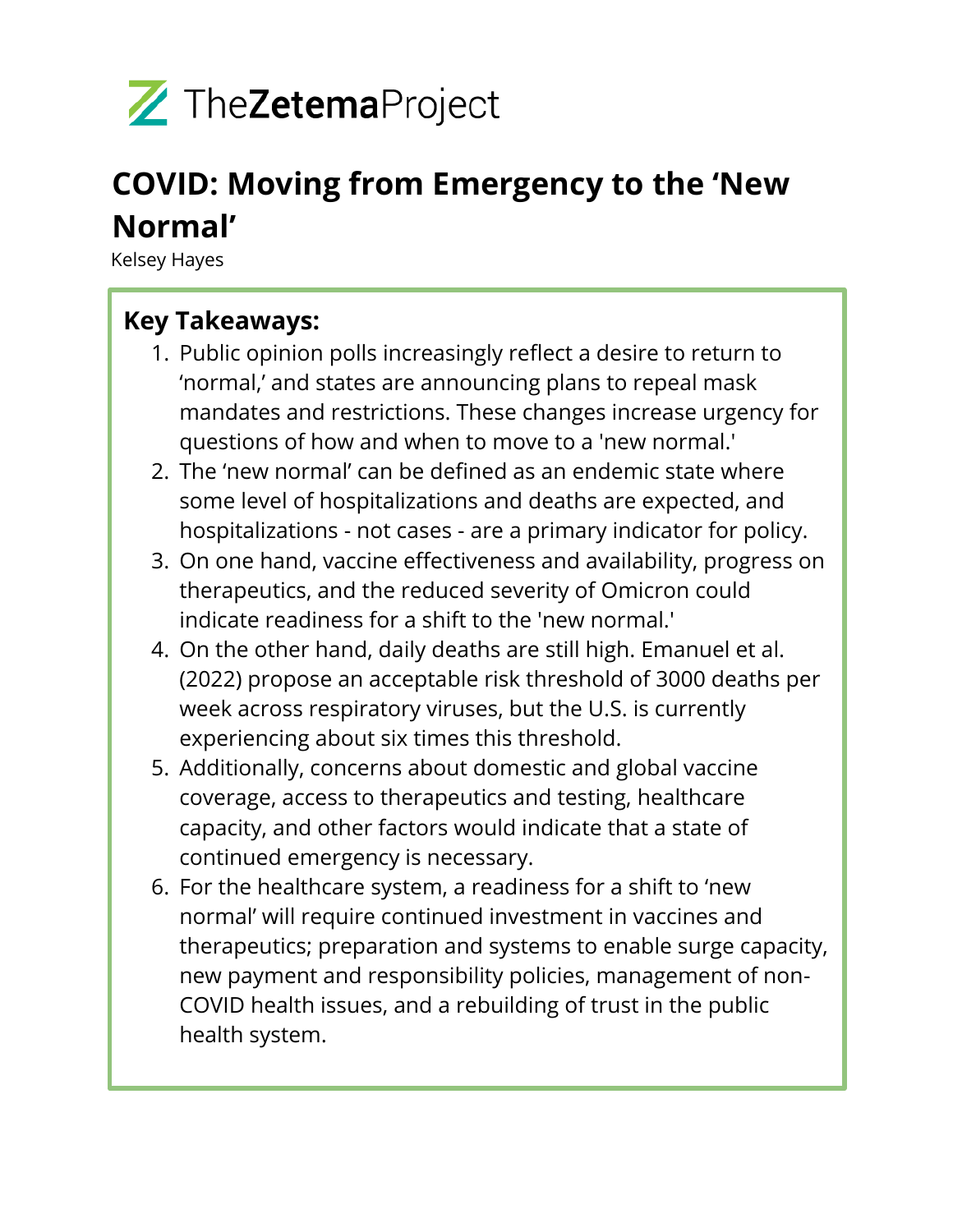TheZetemaProject

# COVID: Moving from Emergency to the 'New Normal'

Kelsey Hayes

**Key Takeaways:**

1. Public opinion polls increasingly reflect a desire to return to 'normal,' and states are announcing plans to repeal mask mandates and restrictions. These changes increase urgency for questions of how and when to move to a 'new normal.'
2. The 'new normal' can be defined as an endemic state where some level of hospitalizations and deaths are expected, and hospitalizations - not cases - are a primary indicator for policy.
3. On one hand, vaccine effectiveness and availability, progress on therapeutics, and the reduced severity of Omicron could indicate readiness for a shift to the 'new normal.'
4. On the other hand, daily deaths are still high. Emanuel et al. (2022) propose an acceptable risk threshold of 3000 deaths per week across respiratory viruses, but the U.S. is currently experiencing about six times this threshold.
5. Additionally, concerns about domestic and global vaccine coverage, access to therapeutics and testing, healthcare capacity, and other factors would indicate that a state of continued emergency is necessary.
6. For the healthcare system, a readiness for a shift to 'new normal' will require continued investment in vaccines and therapeutics; preparation and systems to enable surge capacity, new payment and responsibility policies, management of non-COVID health issues, and a rebuilding of trust in the public health system.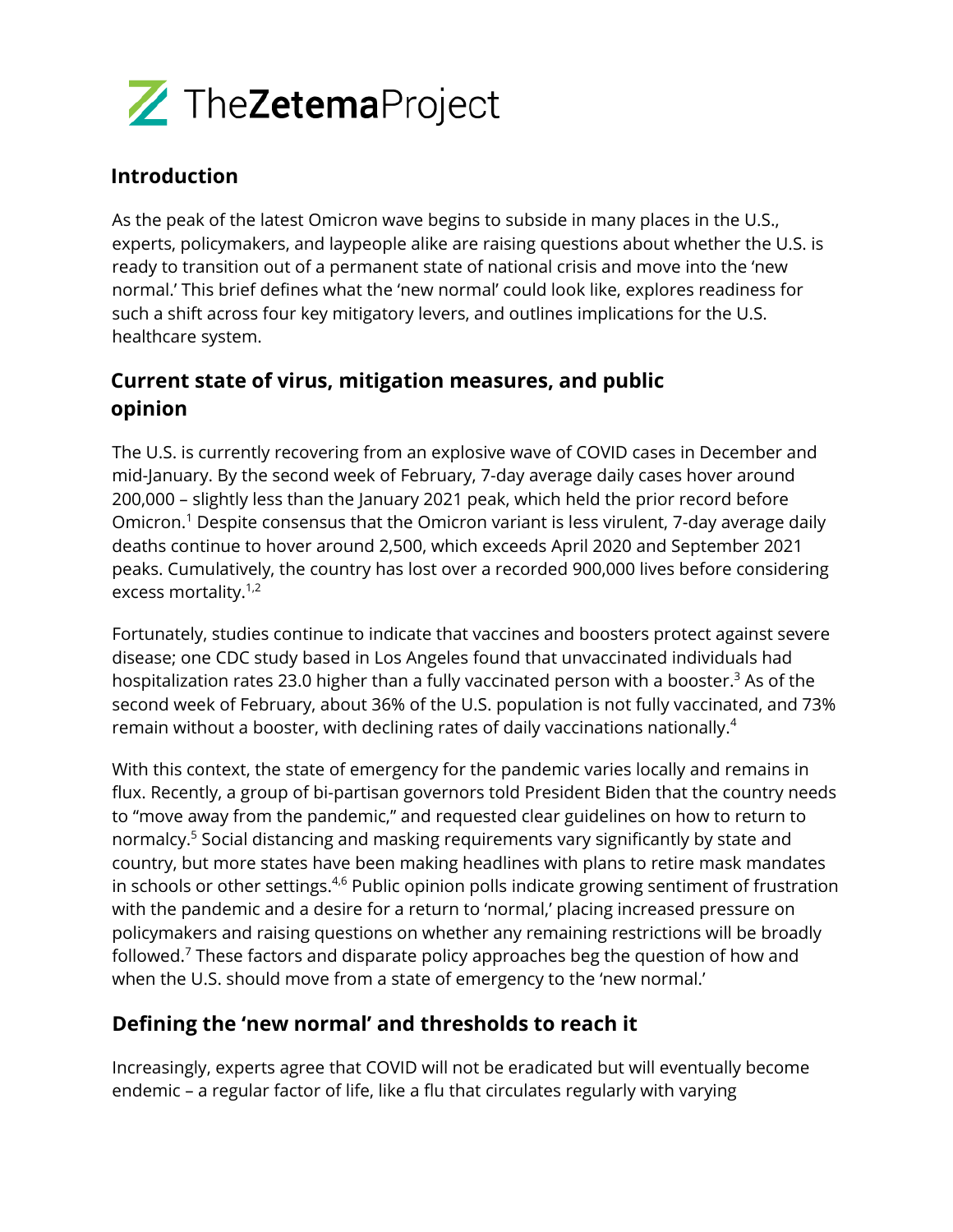## Introduction

As the peak of the latest Omicron wave begins to subside in many places in the U.S., experts, policymakers, and laypeople alike are raising questions about whether the U.S. is ready to transition out of a permanent state of national crisis and move into the 'new normal.' This brief defines what the 'new normal' could look like, explores readiness for such a shift across four key mitigatory levers, and outlines implications for the U.S. healthcare system.

## Current state of virus, mitigation measures, and public opinion

The U.S. is currently recovering from an explosive wave of COVID cases in December and mid-January. By the second week of February, 7-day average daily cases hover around 200,000 – slightly less than the January 2021 peak, which held the prior record before Omicron.[1] Despite consensus that the Omicron variant is less virulent, 7-day average daily deaths continue to hover around 2,500, which exceeds April 2020 and September 2021 peaks. Cumulatively, the country has lost over a recorded 900,000 lives before considering excess mortality.[1,2]

Fortunately, studies continue to indicate that vaccines and boosters protect against severe disease; one CDC study based in Los Angeles found that unvaccinated individuals had hospitalization rates 23.0 higher than a fully vaccinated person with a booster.[3] As of the second week of February, about 36% of the U.S. population is not fully vaccinated, and 73% remain without a booster, with declining rates of daily vaccinations nationally.[4]

With this context, the state of emergency for the pandemic varies locally and remains in flux. Recently, a group of bi-partisan governors told President Biden that the country needs to "move away from the pandemic," and requested clear guidelines on how to return to normalcy.[5] Social distancing and masking requirements vary significantly by state and country, but more states have been making headlines with plans to retire mask mandates in schools or other settings.[4,6] Public opinion polls indicate growing sentiment of frustration with the pandemic and a desire for a return to 'normal,' placing increased pressure on policymakers and raising questions on whether any remaining restrictions will be broadly followed.[7] These factors and disparate policy approaches beg the question of how and when the U.S. should move from a state of emergency to the 'new normal.'

## Defining the 'new normal' and thresholds to reach it

Increasingly, experts agree that COVID will not be eradicated but will eventually become endemic – a regular factor of life, like a flu that circulates regularly with varying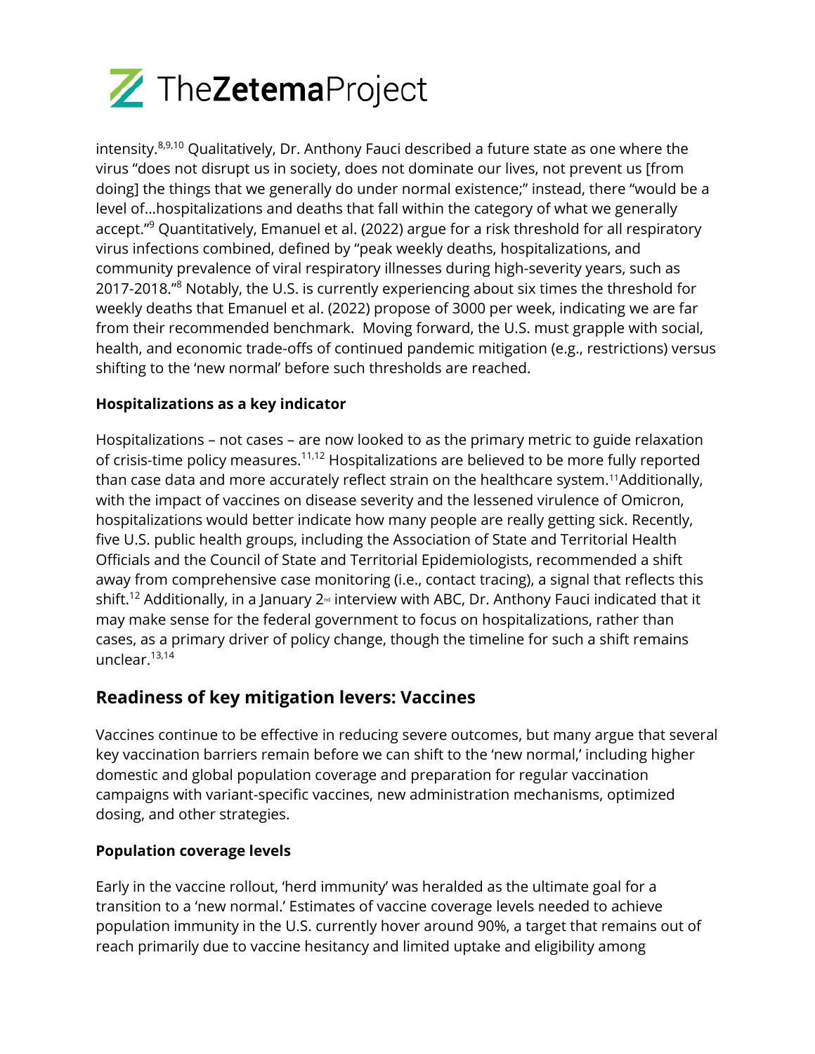intensity.[8,9,10] Qualitatively, Dr. Anthony Fauci described a future state as one where the virus "does not disrupt us in society, does not dominate our lives, not prevent us [from doing] the things that we generally do under normal existence;" instead, there "would be a level of…hospitalizations and deaths that fall within the category of what we generally accept."[9] Quantitatively, Emanuel et al. (2022) argue for a risk threshold for all respiratory virus infections combined, defined by "peak weekly deaths, hospitalizations, and community prevalence of viral respiratory illnesses during high-severity years, such as 2017-2018."[8] Notably, the U.S. is currently experiencing about six times the threshold for weekly deaths that Emanuel et al. (2022) propose of 3000 per week, indicating we are far from their recommended benchmark. Moving forward, the U.S. must grapple with social, health, and economic trade-offs of continued pandemic mitigation (e.g., restrictions) versus shifting to the 'new normal' before such thresholds are reached.

### Hospitalizations as a key indicator

Hospitalizations – not cases – are now looked to as the primary metric to guide relaxation of crisis-time policy measures.[11,12] Hospitalizations are believed to be more fully reported than case data and more accurately reflect strain on the healthcare system.[11] Additionally, with the impact of vaccines on disease severity and the lessened virulence of Omicron, hospitalizations would better indicate how many people are really getting sick. Recently, five U.S. public health groups, including the Association of State and Territorial Health Officials and the Council of State and Territorial Epidemiologists, recommended a shift away from comprehensive case monitoring (i.e., contact tracing), a signal that reflects this shift.[12] Additionally, in a January 2nd interview with ABC, Dr. Anthony Fauci indicated that it may make sense for the federal government to focus on hospitalizations, rather than cases, as a primary driver of policy change, though the timeline for such a shift remains unclear.[13,14]

## Readiness of key mitigation levers: Vaccines

Vaccines continue to be effective in reducing severe outcomes, but many argue that several key vaccination barriers remain before we can shift to the 'new normal,' including higher domestic and global population coverage and preparation for regular vaccination campaigns with variant-specific vaccines, new administration mechanisms, optimized dosing, and other strategies.

### Population coverage levels

Early in the vaccine rollout, 'herd immunity' was heralded as the ultimate goal for a transition to a 'new normal.' Estimates of vaccine coverage levels needed to achieve population immunity in the U.S. currently hover around 90%, a target that remains out of reach primarily due to vaccine hesitancy and limited uptake and eligibility among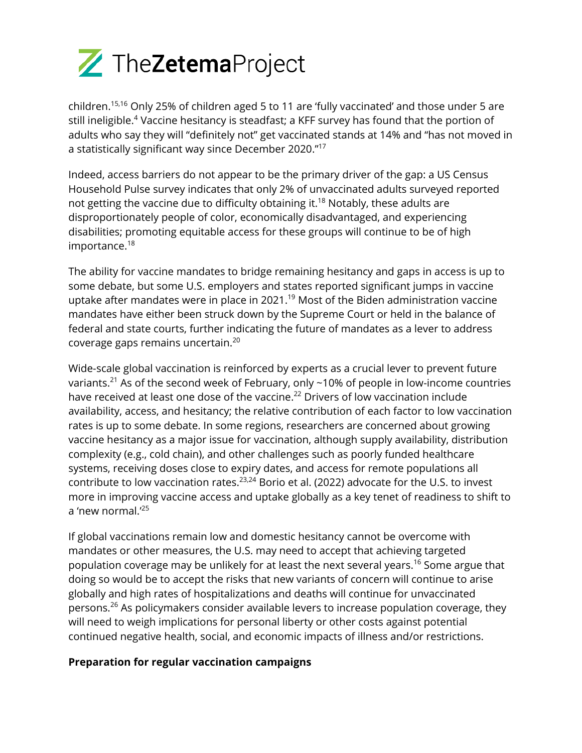children.[15,16] Only 25% of children aged 5 to 11 are 'fully vaccinated' and those under 5 are still ineligible.[4] Vaccine hesitancy is steadfast; a KFF survey has found that the portion of adults who say they will "definitely not" get vaccinated stands at 14% and "has not moved in a statistically significant way since December 2020."[17]

Indeed, access barriers do not appear to be the primary driver of the gap: a US Census Household Pulse survey indicates that only 2% of unvaccinated adults surveyed reported not getting the vaccine due to difficulty obtaining it.[18] Notably, these adults are disproportionately people of color, economically disadvantaged, and experiencing disabilities; promoting equitable access for these groups will continue to be of high importance.[18]

The ability for vaccine mandates to bridge remaining hesitancy and gaps in access is up to some debate, but some U.S. employers and states reported significant jumps in vaccine uptake after mandates were in place in 2021.[19] Most of the Biden administration vaccine mandates have either been struck down by the Supreme Court or held in the balance of federal and state courts, further indicating the future of mandates as a lever to address coverage gaps remains uncertain.[20]

Wide-scale global vaccination is reinforced by experts as a crucial lever to prevent future variants.[21] As of the second week of February, only ~10% of people in low-income countries have received at least one dose of the vaccine.[22] Drivers of low vaccination include availability, access, and hesitancy; the relative contribution of each factor to low vaccination rates is up to some debate. In some regions, researchers are concerned about growing vaccine hesitancy as a major issue for vaccination, although supply availability, distribution complexity (e.g., cold chain), and other challenges such as poorly funded healthcare systems, receiving doses close to expiry dates, and access for remote populations all contribute to low vaccination rates.[23,24] Borio et al. (2022) advocate for the U.S. to invest more in improving vaccine access and uptake globally as a key tenet of readiness to shift to a 'new normal.'[25]

If global vaccinations remain low and domestic hesitancy cannot be overcome with mandates or other measures, the U.S. may need to accept that achieving targeted population coverage may be unlikely for at least the next several years.[16] Some argue that doing so would be to accept the risks that new variants of concern will continue to arise globally and high rates of hospitalizations and deaths will continue for unvaccinated persons.[26] As policymakers consider available levers to increase population coverage, they will need to weigh implications for personal liberty or other costs against potential continued negative health, social, and economic impacts of illness and/or restrictions.

**Preparation for regular vaccination campaigns**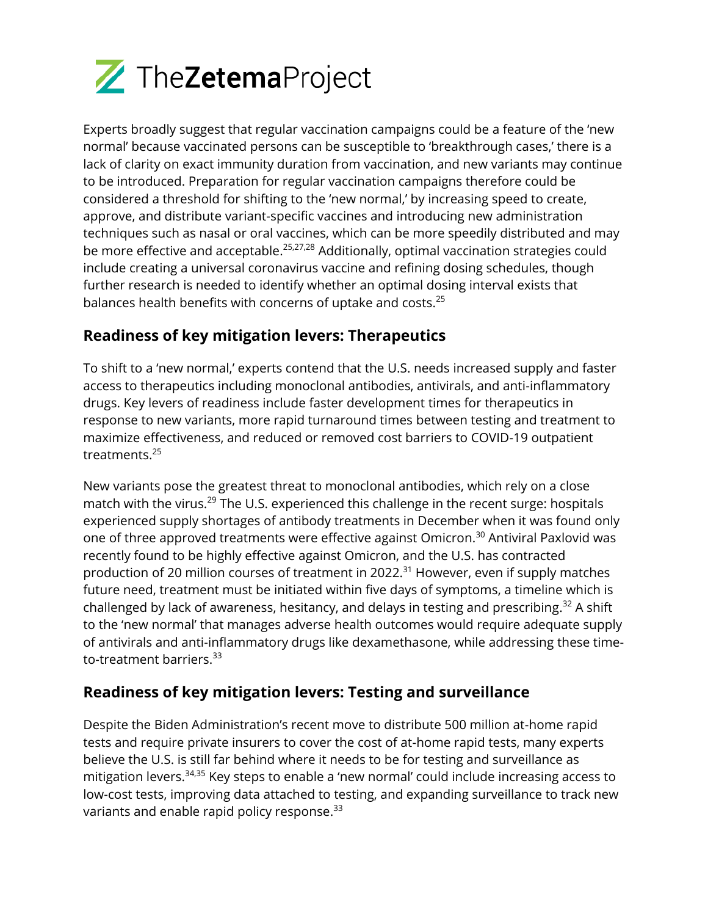Experts broadly suggest that regular vaccination campaigns could be a feature of the 'new normal' because vaccinated persons can be susceptible to 'breakthrough cases,' there is a lack of clarity on exact immunity duration from vaccination, and new variants may continue to be introduced. Preparation for regular vaccination campaigns therefore could be considered a threshold for shifting to the 'new normal,' by increasing speed to create, approve, and distribute variant-specific vaccines and introducing new administration techniques such as nasal or oral vaccines, which can be more speedily distributed and may be more effective and acceptable.[25,27,28] Additionally, optimal vaccination strategies could include creating a universal coronavirus vaccine and refining dosing schedules, though further research is needed to identify whether an optimal dosing interval exists that balances health benefits with concerns of uptake and costs.[25]

## Readiness of key mitigation levers: Therapeutics

To shift to a 'new normal,' experts contend that the U.S. needs increased supply and faster access to therapeutics including monoclonal antibodies, antivirals, and anti-inflammatory drugs. Key levers of readiness include faster development times for therapeutics in response to new variants, more rapid turnaround times between testing and treatment to maximize effectiveness, and reduced or removed cost barriers to COVID-19 outpatient treatments.[25]

New variants pose the greatest threat to monoclonal antibodies, which rely on a close match with the virus.[29] The U.S. experienced this challenge in the recent surge: hospitals experienced supply shortages of antibody treatments in December when it was found only one of three approved treatments were effective against Omicron.[30] Antiviral Paxlovid was recently found to be highly effective against Omicron, and the U.S. has contracted production of 20 million courses of treatment in 2022.[31] However, even if supply matches future need, treatment must be initiated within five days of symptoms, a timeline which is challenged by lack of awareness, hesitancy, and delays in testing and prescribing.[32] A shift to the 'new normal' that manages adverse health outcomes would require adequate supply of antivirals and anti-inflammatory drugs like dexamethasone, while addressing these time-to-treatment barriers.[33]

## Readiness of key mitigation levers: Testing and surveillance

Despite the Biden Administration's recent move to distribute 500 million at-home rapid tests and require private insurers to cover the cost of at-home rapid tests, many experts believe the U.S. is still far behind where it needs to be for testing and surveillance as mitigation levers.[34,35] Key steps to enable a 'new normal' could include increasing access to low-cost tests, improving data attached to testing, and expanding surveillance to track new variants and enable rapid policy response.[33]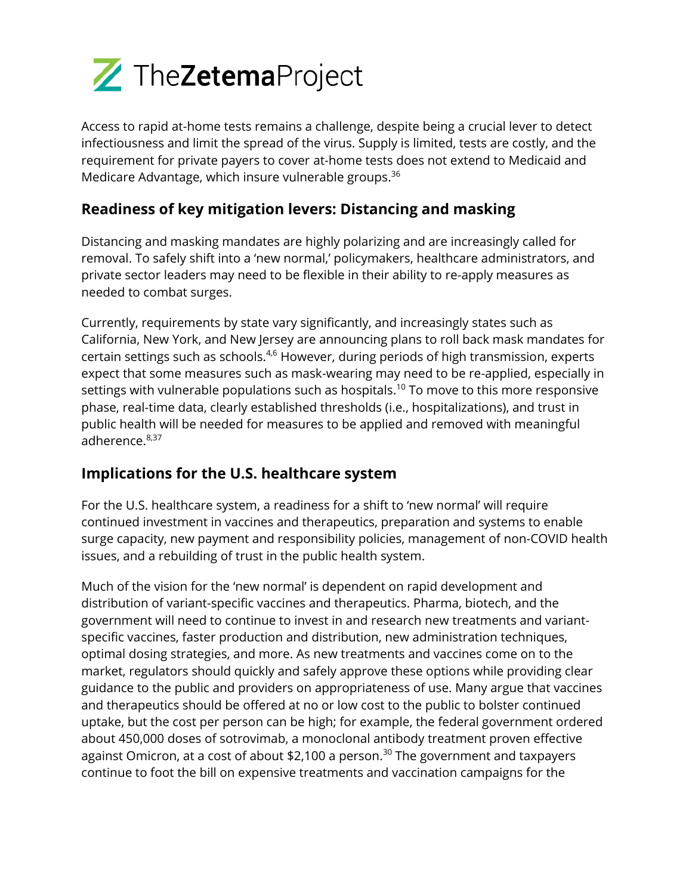Access to rapid at-home tests remains a challenge, despite being a crucial lever to detect infectiousness and limit the spread of the virus. Supply is limited, tests are costly, and the requirement for private payers to cover at-home tests does not extend to Medicaid and Medicare Advantage, which insure vulnerable groups.[36]

## Readiness of key mitigation levers: Distancing and masking

Distancing and masking mandates are highly polarizing and are increasingly called for removal. To safely shift into a 'new normal,' policymakers, healthcare administrators, and private sector leaders may need to be flexible in their ability to re-apply measures as needed to combat surges.

Currently, requirements by state vary significantly, and increasingly states such as California, New York, and New Jersey are announcing plans to roll back mask mandates for certain settings such as schools.[4,6] However, during periods of high transmission, experts expect that some measures such as mask-wearing may need to be re-applied, especially in settings with vulnerable populations such as hospitals.[10] To move to this more responsive phase, real-time data, clearly established thresholds (i.e., hospitalizations), and trust in public health will be needed for measures to be applied and removed with meaningful adherence.[8,37]

## Implications for the U.S. healthcare system

For the U.S. healthcare system, a readiness for a shift to 'new normal' will require continued investment in vaccines and therapeutics, preparation and systems to enable surge capacity, new payment and responsibility policies, management of non-COVID health issues, and a rebuilding of trust in the public health system.

Much of the vision for the 'new normal' is dependent on rapid development and distribution of variant-specific vaccines and therapeutics. Pharma, biotech, and the government will need to continue to invest in and research new treatments and variant-specific vaccines, faster production and distribution, new administration techniques, optimal dosing strategies, and more. As new treatments and vaccines come on to the market, regulators should quickly and safely approve these options while providing clear guidance to the public and providers on appropriateness of use. Many argue that vaccines and therapeutics should be offered at no or low cost to the public to bolster continued uptake, but the cost per person can be high; for example, the federal government ordered about 450,000 doses of sotrovimab, a monoclonal antibody treatment proven effective against Omicron, at a cost of about $2,100 a person.[30] The government and taxpayers continue to foot the bill on expensive treatments and vaccination campaigns for the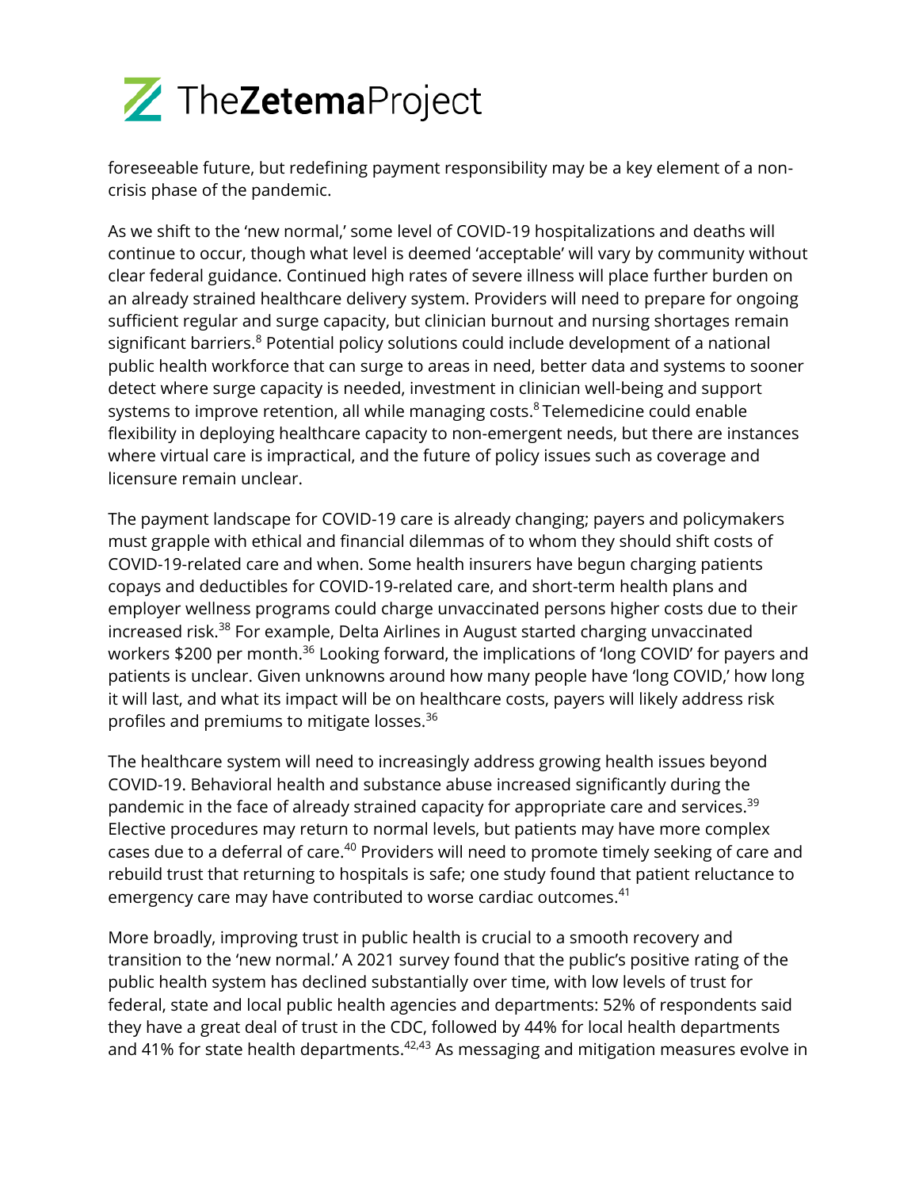foreseeable future, but redefining payment responsibility may be a key element of a non-crisis phase of the pandemic.

As we shift to the 'new normal,' some level of COVID-19 hospitalizations and deaths will continue to occur, though what level is deemed 'acceptable' will vary by community without clear federal guidance. Continued high rates of severe illness will place further burden on an already strained healthcare delivery system. Providers will need to prepare for ongoing sufficient regular and surge capacity, but clinician burnout and nursing shortages remain significant barriers.[8] Potential policy solutions could include development of a national public health workforce that can surge to areas in need, better data and systems to sooner detect where surge capacity is needed, investment in clinician well-being and support systems to improve retention, all while managing costs.[8] Telemedicine could enable flexibility in deploying healthcare capacity to non-emergent needs, but there are instances where virtual care is impractical, and the future of policy issues such as coverage and licensure remain unclear.

The payment landscape for COVID-19 care is already changing; payers and policymakers must grapple with ethical and financial dilemmas of to whom they should shift costs of COVID-19-related care and when. Some health insurers have begun charging patients copays and deductibles for COVID-19-related care, and short-term health plans and employer wellness programs could charge unvaccinated persons higher costs due to their increased risk.[38] For example, Delta Airlines in August started charging unvaccinated workers $200 per month.[36] Looking forward, the implications of 'long COVID' for payers and patients is unclear. Given unknowns around how many people have 'long COVID,' how long it will last, and what its impact will be on healthcare costs, payers will likely address risk profiles and premiums to mitigate losses.[36]

The healthcare system will need to increasingly address growing health issues beyond COVID-19. Behavioral health and substance abuse increased significantly during the pandemic in the face of already strained capacity for appropriate care and services.[39] Elective procedures may return to normal levels, but patients may have more complex cases due to a deferral of care.[40] Providers will need to promote timely seeking of care and rebuild trust that returning to hospitals is safe; one study found that patient reluctance to emergency care may have contributed to worse cardiac outcomes.[41]

More broadly, improving trust in public health is crucial to a smooth recovery and transition to the 'new normal.' A 2021 survey found that the public's positive rating of the public health system has declined substantially over time, with low levels of trust for federal, state and local public health agencies and departments: 52% of respondents said they have a great deal of trust in the CDC, followed by 44% for local health departments and 41% for state health departments.[42,43] As messaging and mitigation measures evolve in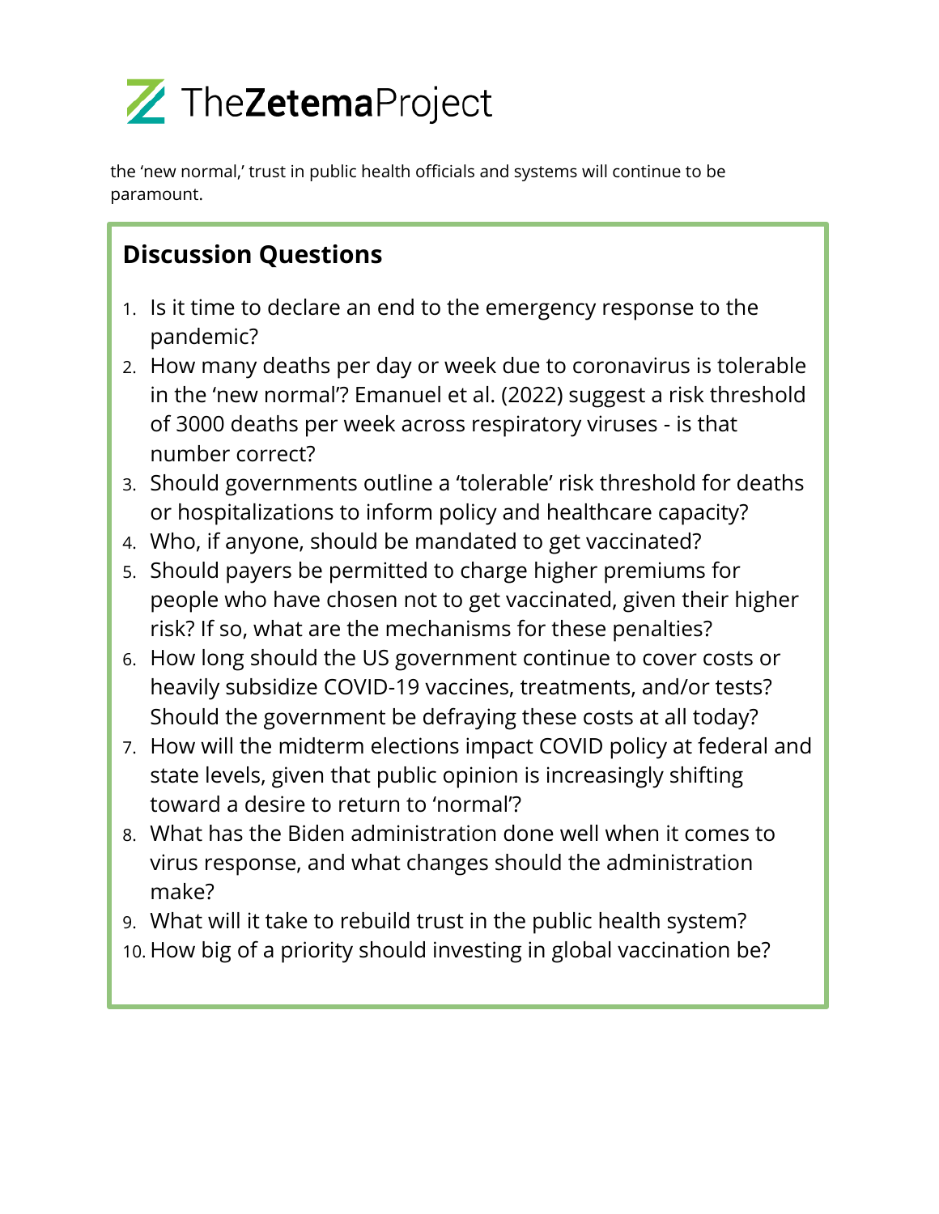the 'new normal,' trust in public health officials and systems will continue to be paramount.

## Discussion Questions

1. Is it time to declare an end to the emergency response to the pandemic?
2. How many deaths per day or week due to coronavirus is tolerable in the 'new normal'? Emanuel et al. (2022) suggest a risk threshold of 3000 deaths per week across respiratory viruses - is that number correct?
3. Should governments outline a 'tolerable' risk threshold for deaths or hospitalizations to inform policy and healthcare capacity?
4. Who, if anyone, should be mandated to get vaccinated?
5. Should payers be permitted to charge higher premiums for people who have chosen not to get vaccinated, given their higher risk? If so, what are the mechanisms for these penalties?
6. How long should the US government continue to cover costs or heavily subsidize COVID-19 vaccines, treatments, and/or tests? Should the government be defraying these costs at all today?
7. How will the midterm elections impact COVID policy at federal and state levels, given that public opinion is increasingly shifting toward a desire to return to 'normal'?
8. What has the Biden administration done well when it comes to virus response, and what changes should the administration make?
9. What will it take to rebuild trust in the public health system?
10. How big of a priority should investing in global vaccination be?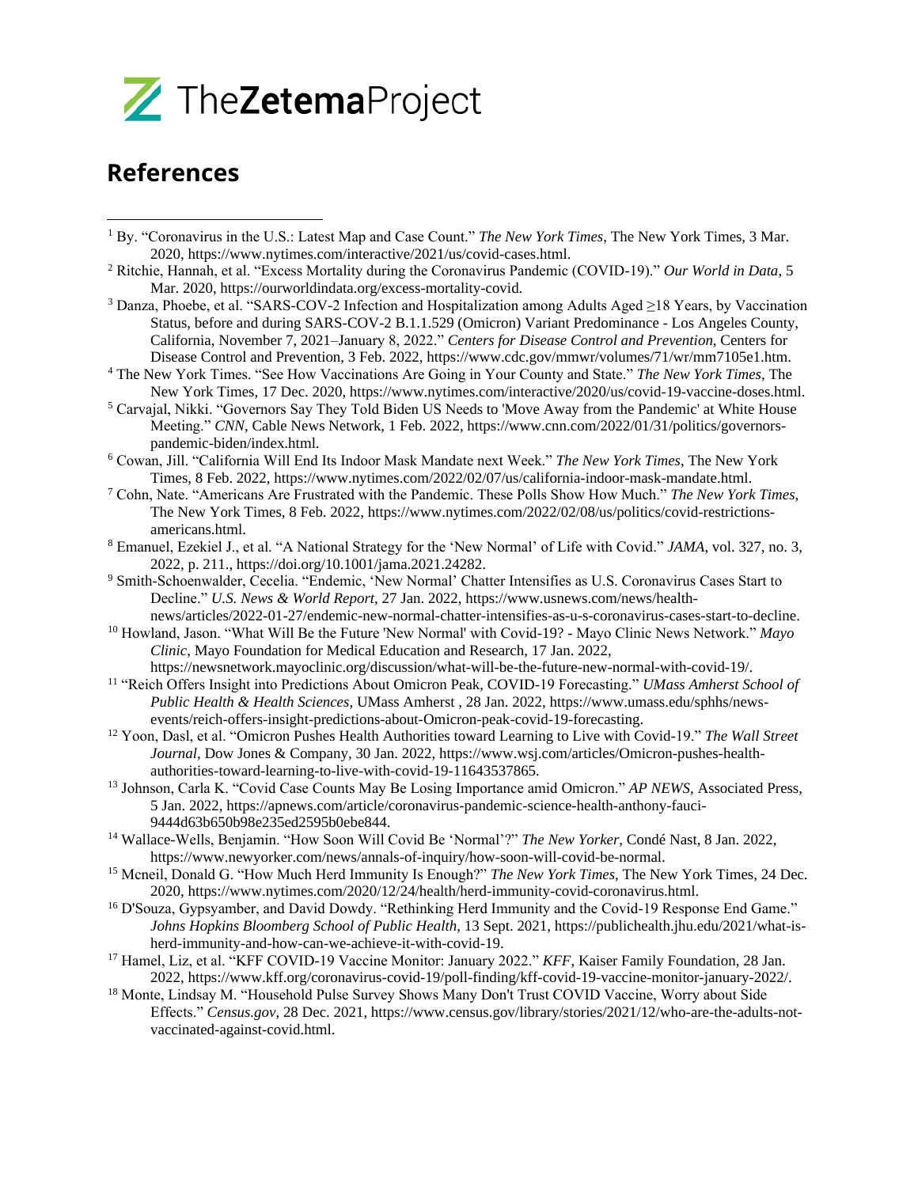## References

[1] By. "Coronavirus in the U.S.: Latest Map and Case Count." *The New York Times*, The New York Times, 3 Mar. 2020, https://www.nytimes.com/interactive/2021/us/covid-cases.html.

[2] Ritchie, Hannah, et al. "Excess Mortality during the Coronavirus Pandemic (COVID-19)." *Our World in Data*, 5 Mar. 2020, https://ourworldindata.org/excess-mortality-covid.

[3] Danza, Phoebe, et al. "SARS-COV-2 Infection and Hospitalization among Adults Aged ≥18 Years, by Vaccination Status, before and during SARS-COV-2 B.1.1.529 (Omicron) Variant Predominance - Los Angeles County, California, November 7, 2021–January 8, 2022." *Centers for Disease Control and Prevention*, Centers for Disease Control and Prevention, 3 Feb. 2022, https://www.cdc.gov/mmwr/volumes/71/wr/mm7105e1.htm.

[4] The New York Times. "See How Vaccinations Are Going in Your County and State." *The New York Times*, The New York Times, 17 Dec. 2020, https://www.nytimes.com/interactive/2020/us/covid-19-vaccine-doses.html.

[5] Carvajal, Nikki. "Governors Say They Told Biden US Needs to 'Move Away from the Pandemic' at White House Meeting." *CNN*, Cable News Network, 1 Feb. 2022, https://www.cnn.com/2022/01/31/politics/governors-pandemic-biden/index.html.

[6] Cowan, Jill. "California Will End Its Indoor Mask Mandate next Week." *The New York Times*, The New York Times, 8 Feb. 2022, https://www.nytimes.com/2022/02/07/us/california-indoor-mask-mandate.html.

[7] Cohn, Nate. "Americans Are Frustrated with the Pandemic. These Polls Show How Much." *The New York Times*, The New York Times, 8 Feb. 2022, https://www.nytimes.com/2022/02/08/us/politics/covid-restrictions-americans.html.

[8] Emanuel, Ezekiel J., et al. "A National Strategy for the 'New Normal' of Life with Covid." *JAMA*, vol. 327, no. 3, 2022, p. 211., https://doi.org/10.1001/jama.2021.24282.

[9] Smith-Schoenwalder, Cecelia. "Endemic, 'New Normal' Chatter Intensifies as U.S. Coronavirus Cases Start to Decline." *U.S. News & World Report*, 27 Jan. 2022, https://www.usnews.com/news/health-news/articles/2022-01-27/endemic-new-normal-chatter-intensifies-as-u-s-coronavirus-cases-start-to-decline.

[10] Howland, Jason. "What Will Be the Future 'New Normal' with Covid-19? - Mayo Clinic News Network." *Mayo Clinic*, Mayo Foundation for Medical Education and Research, 17 Jan. 2022, https://newsnetwork.mayoclinic.org/discussion/what-will-be-the-future-new-normal-with-covid-19/.

[11] "Reich Offers Insight into Predictions About Omicron Peak, COVID-19 Forecasting." *UMass Amherst School of Public Health & Health Sciences*, UMass Amherst , 28 Jan. 2022, https://www.umass.edu/sphhs/news-events/reich-offers-insight-predictions-about-Omicron-peak-covid-19-forecasting.

[12] Yoon, Dasl, et al. "Omicron Pushes Health Authorities toward Learning to Live with Covid-19." *The Wall Street Journal*, Dow Jones & Company, 30 Jan. 2022, https://www.wsj.com/articles/Omicron-pushes-health-authorities-toward-learning-to-live-with-covid-19-11643537865.

[13] Johnson, Carla K. "Covid Case Counts May Be Losing Importance amid Omicron." *AP NEWS*, Associated Press, 5 Jan. 2022, https://apnews.com/article/coronavirus-pandemic-science-health-anthony-fauci-9444d63b650b98e235ed2595b0ebe844.

[14] Wallace-Wells, Benjamin. "How Soon Will Covid Be 'Normal'?" *The New Yorker*, Condé Nast, 8 Jan. 2022, https://www.newyorker.com/news/annals-of-inquiry/how-soon-will-covid-be-normal.

[15] Mcneil, Donald G. "How Much Herd Immunity Is Enough?" *The New York Times*, The New York Times, 24 Dec. 2020, https://www.nytimes.com/2020/12/24/health/herd-immunity-covid-coronavirus.html.

[16] D'Souza, Gypsyamber, and David Dowdy. "Rethinking Herd Immunity and the Covid-19 Response End Game." *Johns Hopkins Bloomberg School of Public Health*, 13 Sept. 2021, https://publichealth.jhu.edu/2021/what-is-herd-immunity-and-how-can-we-achieve-it-with-covid-19.

[17] Hamel, Liz, et al. "KFF COVID-19 Vaccine Monitor: January 2022." *KFF*, Kaiser Family Foundation, 28 Jan. 2022, https://www.kff.org/coronavirus-covid-19/poll-finding/kff-covid-19-vaccine-monitor-january-2022/.

[18] Monte, Lindsay M. "Household Pulse Survey Shows Many Don't Trust COVID Vaccine, Worry about Side Effects." *Census.gov*, 28 Dec. 2021, https://www.census.gov/library/stories/2021/12/who-are-the-adults-not-vaccinated-against-covid.html.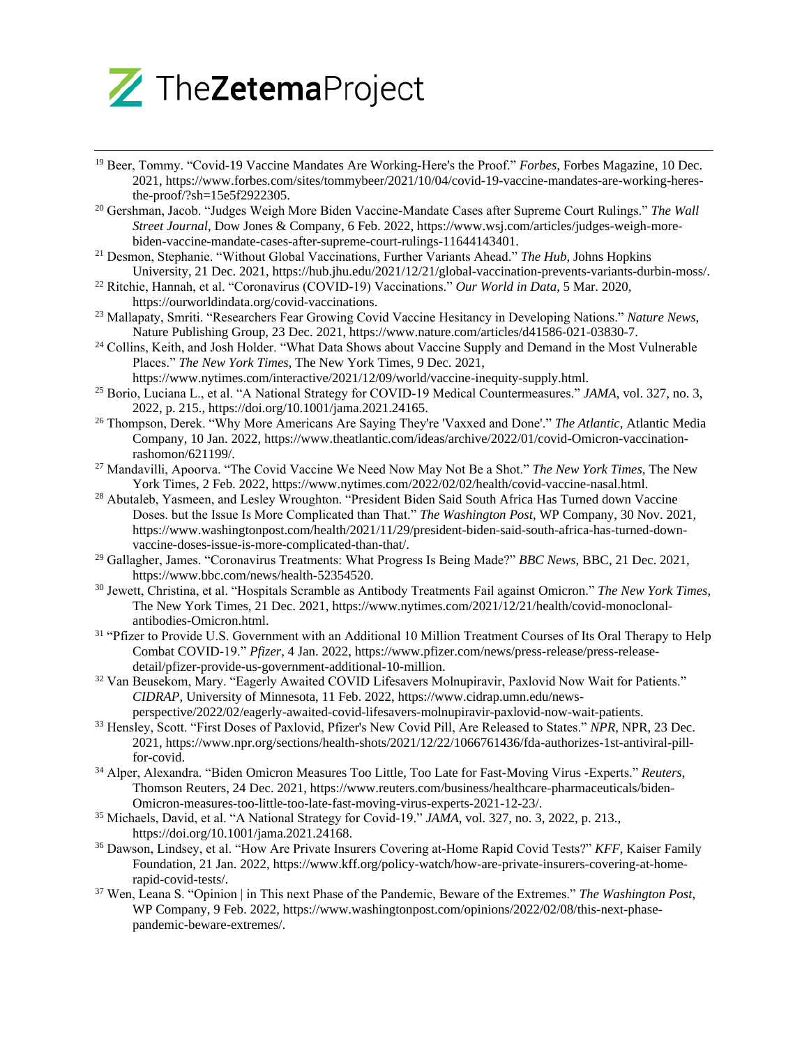[19] Beer, Tommy. "Covid-19 Vaccine Mandates Are Working-Here's the Proof." *Forbes*, Forbes Magazine, 10 Dec. 2021, https://www.forbes.com/sites/tommybeer/2021/10/04/covid-19-vaccine-mandates-are-working-heres-the-proof/?sh=15e5f2922305.

[20] Gershman, Jacob. "Judges Weigh More Biden Vaccine-Mandate Cases after Supreme Court Rulings." *The Wall Street Journal*, Dow Jones & Company, 6 Feb. 2022, https://www.wsj.com/articles/judges-weigh-more-biden-vaccine-mandate-cases-after-supreme-court-rulings-11644143401.

[21] Desmon, Stephanie. "Without Global Vaccinations, Further Variants Ahead." *The Hub*, Johns Hopkins University, 21 Dec. 2021, https://hub.jhu.edu/2021/12/21/global-vaccination-prevents-variants-durbin-moss/.

[22] Ritchie, Hannah, et al. "Coronavirus (COVID-19) Vaccinations." *Our World in Data*, 5 Mar. 2020, https://ourworldindata.org/covid-vaccinations.

[23] Mallapaty, Smriti. "Researchers Fear Growing Covid Vaccine Hesitancy in Developing Nations." *Nature News*, Nature Publishing Group, 23 Dec. 2021, https://www.nature.com/articles/d41586-021-03830-7.

[24] Collins, Keith, and Josh Holder. "What Data Shows about Vaccine Supply and Demand in the Most Vulnerable Places." *The New York Times*, The New York Times, 9 Dec. 2021, https://www.nytimes.com/interactive/2021/12/09/world/vaccine-inequity-supply.html.

[25] Borio, Luciana L., et al. "A National Strategy for COVID-19 Medical Countermeasures." *JAMA*, vol. 327, no. 3, 2022, p. 215., https://doi.org/10.1001/jama.2021.24165.

[26] Thompson, Derek. "Why More Americans Are Saying They're 'Vaxxed and Done'." *The Atlantic*, Atlantic Media Company, 10 Jan. 2022, https://www.theatlantic.com/ideas/archive/2022/01/covid-Omicron-vaccination-rashomon/621199/.

[27] Mandavilli, Apoorva. "The Covid Vaccine We Need Now May Not Be a Shot." *The New York Times*, The New York Times, 2 Feb. 2022, https://www.nytimes.com/2022/02/02/health/covid-vaccine-nasal.html.

[28] Abutaleb, Yasmeen, and Lesley Wroughton. "President Biden Said South Africa Has Turned down Vaccine Doses. but the Issue Is More Complicated than That." *The Washington Post*, WP Company, 30 Nov. 2021, https://www.washingtonpost.com/health/2021/11/29/president-biden-said-south-africa-has-turned-down-vaccine-doses-issue-is-more-complicated-than-that/.

[29] Gallagher, James. "Coronavirus Treatments: What Progress Is Being Made?" *BBC News*, BBC, 21 Dec. 2021, https://www.bbc.com/news/health-52354520.

[30] Jewett, Christina, et al. "Hospitals Scramble as Antibody Treatments Fail against Omicron." *The New York Times*, The New York Times, 21 Dec. 2021, https://www.nytimes.com/2021/12/21/health/covid-monoclonal-antibodies-Omicron.html.

[31] "Pfizer to Provide U.S. Government with an Additional 10 Million Treatment Courses of Its Oral Therapy to Help Combat COVID-19." *Pfizer*, 4 Jan. 2022, https://www.pfizer.com/news/press-release/press-release-detail/pfizer-provide-us-government-additional-10-million.

[32] Van Beusekom, Mary. "Eagerly Awaited COVID Lifesavers Molnupiravir, Paxlovid Now Wait for Patients." *CIDRAP*, University of Minnesota, 11 Feb. 2022, https://www.cidrap.umn.edu/news-perspective/2022/02/eagerly-awaited-covid-lifesavers-molnupiravir-paxlovid-now-wait-patients.

[33] Hensley, Scott. "First Doses of Paxlovid, Pfizer's New Covid Pill, Are Released to States." *NPR*, NPR, 23 Dec. 2021, https://www.npr.org/sections/health-shots/2021/12/22/1066761436/fda-authorizes-1st-antiviral-pill-for-covid.

[34] Alper, Alexandra. "Biden Omicron Measures Too Little, Too Late for Fast-Moving Virus -Experts." *Reuters*, Thomson Reuters, 24 Dec. 2021, https://www.reuters.com/business/healthcare-pharmaceuticals/biden-Omicron-measures-too-little-too-late-fast-moving-virus-experts-2021-12-23/.

[35] Michaels, David, et al. "A National Strategy for Covid-19." *JAMA*, vol. 327, no. 3, 2022, p. 213., https://doi.org/10.1001/jama.2021.24168.

[36] Dawson, Lindsey, et al. "How Are Private Insurers Covering at-Home Rapid Covid Tests?" *KFF*, Kaiser Family Foundation, 21 Jan. 2022, https://www.kff.org/policy-watch/how-are-private-insurers-covering-at-home-rapid-covid-tests/.

[37] Wen, Leana S. "Opinion | in This next Phase of the Pandemic, Beware of the Extremes." *The Washington Post*, WP Company, 9 Feb. 2022, https://www.washingtonpost.com/opinions/2022/02/08/this-next-phase-pandemic-beware-extremes/.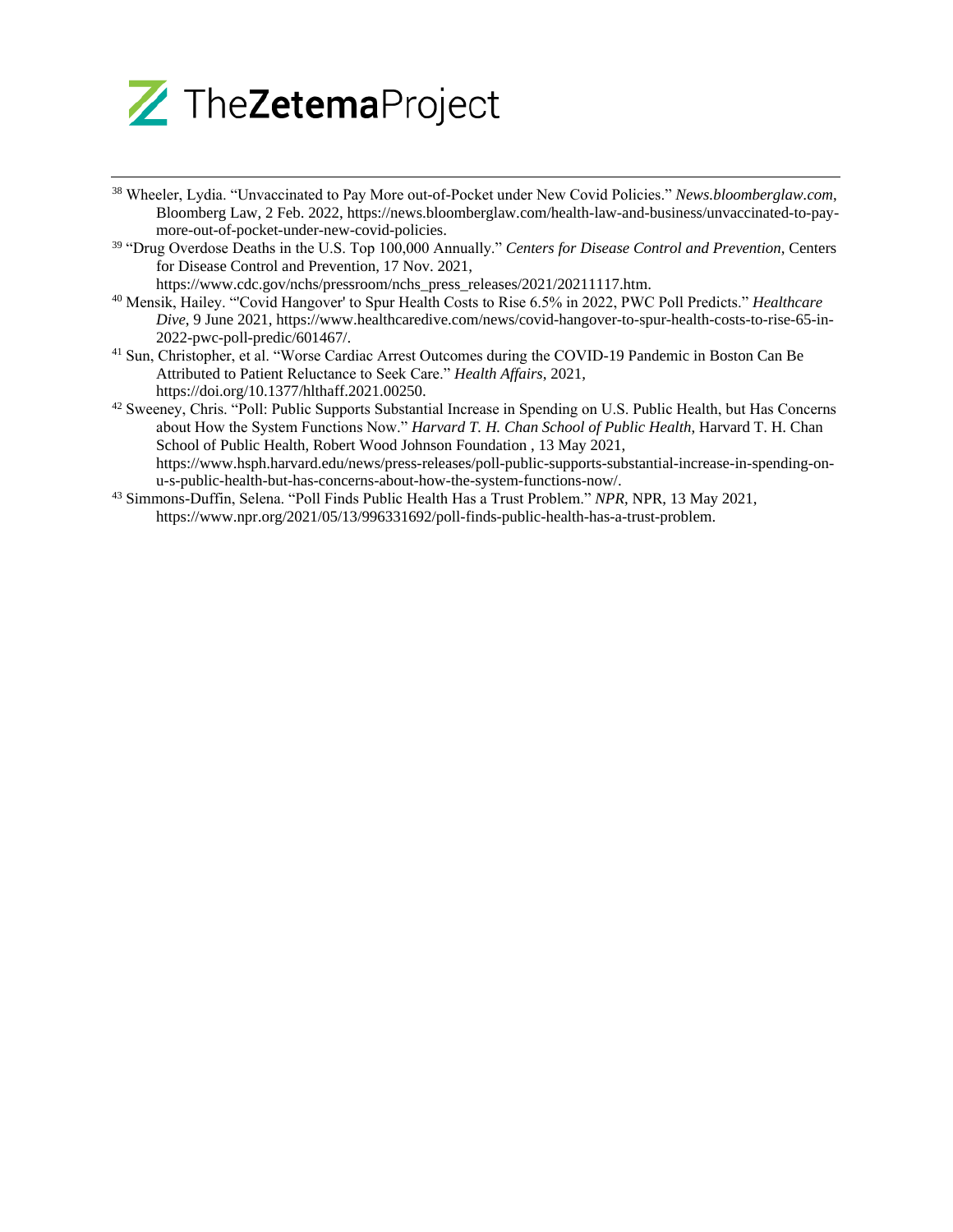[38] Wheeler, Lydia. "Unvaccinated to Pay More out-of-Pocket under New Covid Policies." *News.bloomberglaw.com*, Bloomberg Law, 2 Feb. 2022, https://news.bloomberglaw.com/health-law-and-business/unvaccinated-to-pay-more-out-of-pocket-under-new-covid-policies.

[39] "Drug Overdose Deaths in the U.S. Top 100,000 Annually." *Centers for Disease Control and Prevention*, Centers for Disease Control and Prevention, 17 Nov. 2021, https://www.cdc.gov/nchs/pressroom/nchs_press_releases/2021/20211117.htm.

[40] Mensik, Hailey. "'Covid Hangover' to Spur Health Costs to Rise 6.5% in 2022, PWC Poll Predicts." *Healthcare Dive*, 9 June 2021, https://www.healthcaredive.com/news/covid-hangover-to-spur-health-costs-to-rise-65-in-2022-pwc-poll-predic/601467/.

[41] Sun, Christopher, et al. "Worse Cardiac Arrest Outcomes during the COVID-19 Pandemic in Boston Can Be Attributed to Patient Reluctance to Seek Care." *Health Affairs*, 2021, https://doi.org/10.1377/hlthaff.2021.00250.

[42] Sweeney, Chris. "Poll: Public Supports Substantial Increase in Spending on U.S. Public Health, but Has Concerns about How the System Functions Now." *Harvard T. H. Chan School of Public Health*, Harvard T. H. Chan School of Public Health, Robert Wood Johnson Foundation , 13 May 2021, https://www.hsph.harvard.edu/news/press-releases/poll-public-supports-substantial-increase-in-spending-on-u-s-public-health-but-has-concerns-about-how-the-system-functions-now/.

[43] Simmons-Duffin, Selena. "Poll Finds Public Health Has a Trust Problem." *NPR*, NPR, 13 May 2021, https://www.npr.org/2021/05/13/996331692/poll-finds-public-health-has-a-trust-problem.